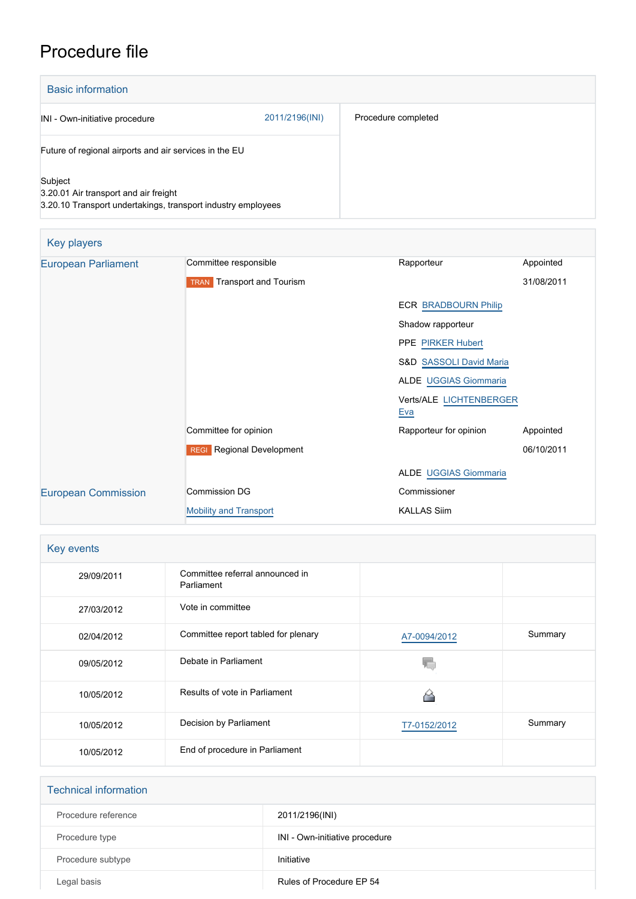# Procedure file

## Basic information

| | | |
|---|---|---|
| INI - Own-initiative procedure | 2011/2196(INI) | Procedure completed |
| Future of regional airports and air services in the EU | | |
| Subject<br>3.20.01 Air transport and air freight<br>3.20.10 Transport undertakings, transport industry employees | | |

## Key players

| | | | |
|---|---|---|---|
| European Parliament | Committee responsible | Rapporteur | Appointed |
| | TRAN Transport and Tourism | | 31/08/2011 |
| | | ECR BRADBOURN Philip | |
| | | Shadow rapporteur | |
| | | PPE PIRKER Hubert | |
| | | S&D SASSOLI David Maria | |
| | | ALDE UGGIAS Giommaria | |
| | | Verts/ALE LICHTENBERGER Eva | |
| | Committee for opinion | Rapporteur for opinion | Appointed |
| | REGI Regional Development | | 06/10/2011 |
| | | ALDE UGGIAS Giommaria | |
| European Commission | Commission DG | Commissioner | |
| | Mobility and Transport | KALLAS Siim | |

## Key events

| | | | |
|---|---|---|---|
| 29/09/2011 | Committee referral announced in Parliament | | |
| 27/03/2012 | Vote in committee | | |
| 02/04/2012 | Committee report tabled for plenary | A7-0094/2012 | Summary |
| 09/05/2012 | Debate in Parliament | | |
| 10/05/2012 | Results of vote in Parliament | | |
| 10/05/2012 | Decision by Parliament | T7-0152/2012 | Summary |
| 10/05/2012 | End of procedure in Parliament | | |

## Technical information

| | |
|---|---|
| Procedure reference | 2011/2196(INI) |
| Procedure type | INI - Own-initiative procedure |
| Procedure subtype | Initiative |
| Legal basis | Rules of Procedure EP 54 |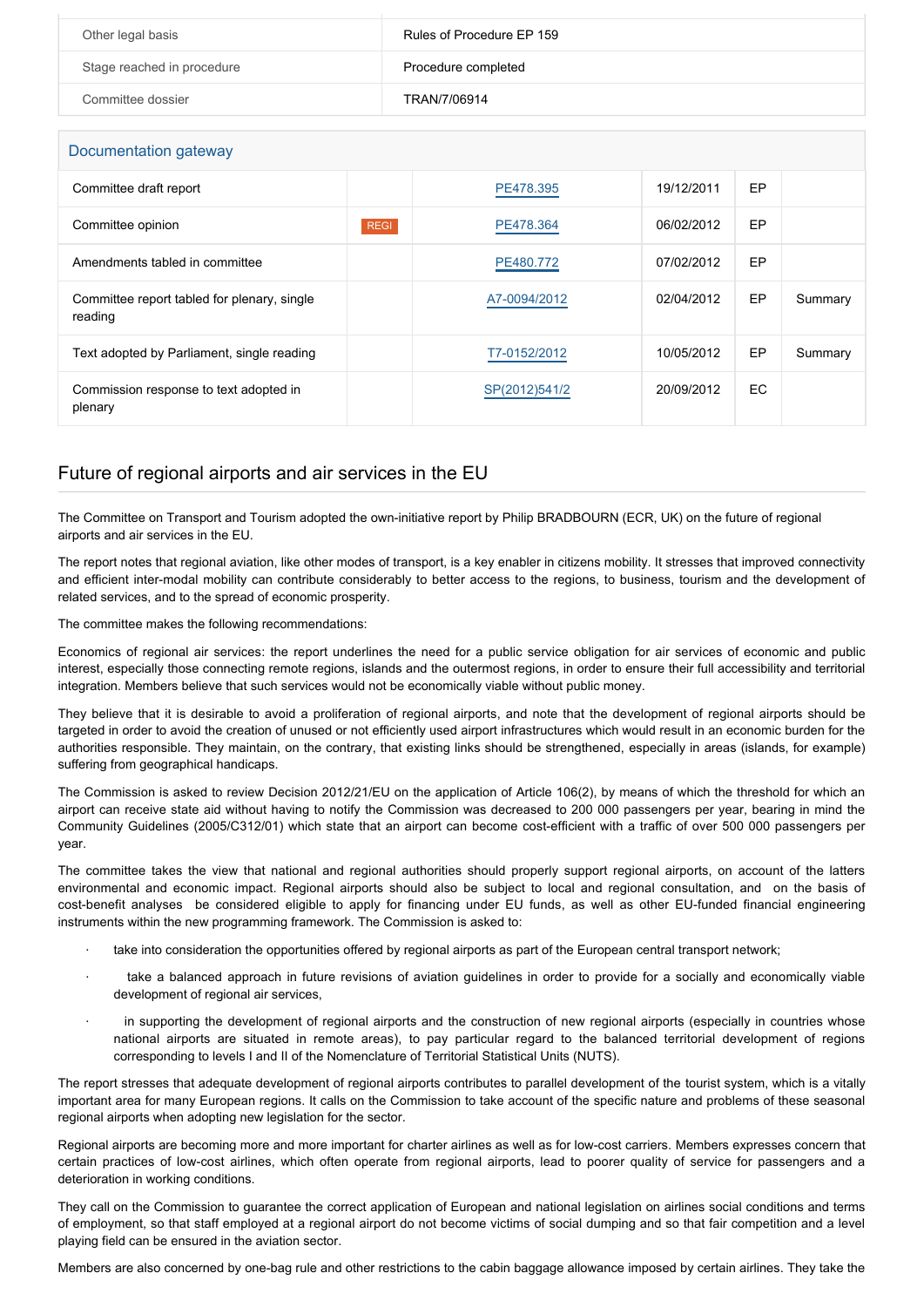| | |
|---|---|
| Other legal basis | Rules of Procedure EP 159 |
| Stage reached in procedure | Procedure completed |
| Committee dossier | TRAN/7/06914 |

## Documentation gateway

| | | | | | |
|---|---|---|---|---|---|
| Committee draft report | | PE478.395 | 19/12/2011 | EP | |
| Committee opinion | REGI | PE478.364 | 06/02/2012 | EP | |
| Amendments tabled in committee | | PE480.772 | 07/02/2012 | EP | |
| Committee report tabled for plenary, single reading | | A7-0094/2012 | 02/04/2012 | EP | Summary |
| Text adopted by Parliament, single reading | | T7-0152/2012 | 10/05/2012 | EP | Summary |
| Commission response to text adopted in plenary | | SP(2012)541/2 | 20/09/2012 | EC | |

## Future of regional airports and air services in the EU

The Committee on Transport and Tourism adopted the own-initiative report by Philip BRADBOURN (ECR, UK) on the future of regional airports and air services in the EU.

The report notes that regional aviation, like other modes of transport, is a key enabler in citizens mobility. It stresses that improved connectivity and efficient inter-modal mobility can contribute considerably to better access to the regions, to business, tourism and the development of related services, and to the spread of economic prosperity.

The committee makes the following recommendations:

Economics of regional air services: the report underlines the need for a public service obligation for air services of economic and public interest, especially those connecting remote regions, islands and the outermost regions, in order to ensure their full accessibility and territorial integration. Members believe that such services would not be economically viable without public money.

They believe that it is desirable to avoid a proliferation of regional airports, and note that the development of regional airports should be targeted in order to avoid the creation of unused or not efficiently used airport infrastructures which would result in an economic burden for the authorities responsible. They maintain, on the contrary, that existing links should be strengthened, especially in areas (islands, for example) suffering from geographical handicaps.

The Commission is asked to review Decision 2012/21/EU on the application of Article 106(2), by means of which the threshold for which an airport can receive state aid without having to notify the Commission was decreased to 200 000 passengers per year, bearing in mind the Community Guidelines (2005/C312/01) which state that an airport can become cost-efficient with a traffic of over 500 000 passengers per year.

The committee takes the view that national and regional authorities should properly support regional airports, on account of the latters environmental and economic impact. Regional airports should also be subject to local and regional consultation, and on the basis of cost-benefit analyses be considered eligible to apply for financing under EU funds, as well as other EU-funded financial engineering instruments within the new programming framework. The Commission is asked to:

- take into consideration the opportunities offered by regional airports as part of the European central transport network;
- take a balanced approach in future revisions of aviation guidelines in order to provide for a socially and economically viable development of regional air services,
- in supporting the development of regional airports and the construction of new regional airports (especially in countries whose national airports are situated in remote areas), to pay particular regard to the balanced territorial development of regions corresponding to levels I and II of the Nomenclature of Territorial Statistical Units (NUTS).

The report stresses that adequate development of regional airports contributes to parallel development of the tourist system, which is a vitally important area for many European regions. It calls on the Commission to take account of the specific nature and problems of these seasonal regional airports when adopting new legislation for the sector.

Regional airports are becoming more and more important for charter airlines as well as for low-cost carriers. Members expresses concern that certain practices of low-cost airlines, which often operate from regional airports, lead to poorer quality of service for passengers and a deterioration in working conditions.

They call on the Commission to guarantee the correct application of European and national legislation on airlines social conditions and terms of employment, so that staff employed at a regional airport do not become victims of social dumping and so that fair competition and a level playing field can be ensured in the aviation sector.

Members are also concerned by one-bag rule and other restrictions to the cabin baggage allowance imposed by certain airlines. They take the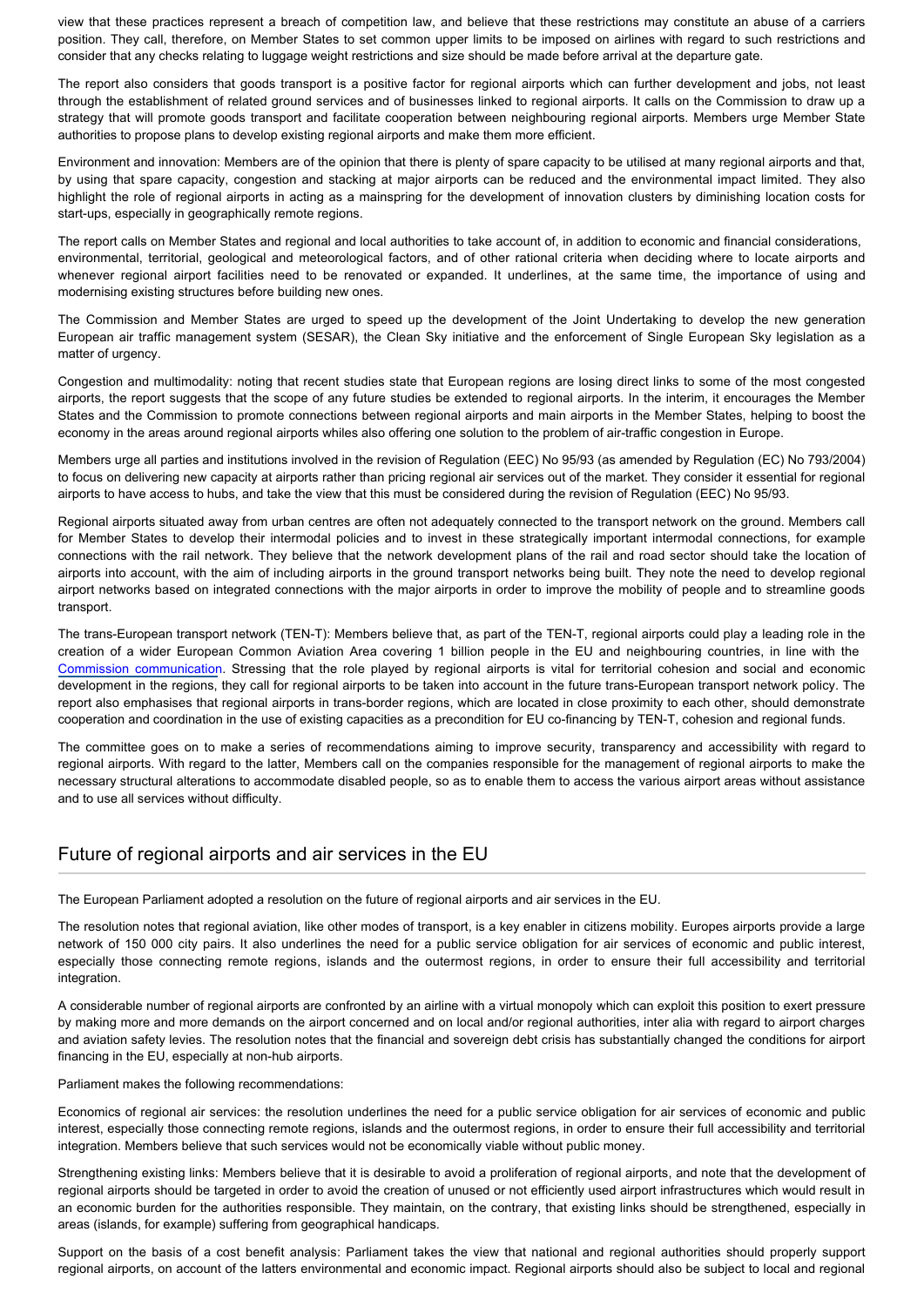view that these practices represent a breach of competition law, and believe that these restrictions may constitute an abuse of a carriers position. They call, therefore, on Member States to set common upper limits to be imposed on airlines with regard to such restrictions and consider that any checks relating to luggage weight restrictions and size should be made before arrival at the departure gate.

The report also considers that goods transport is a positive factor for regional airports which can further development and jobs, not least through the establishment of related ground services and of businesses linked to regional airports. It calls on the Commission to draw up a strategy that will promote goods transport and facilitate cooperation between neighbouring regional airports. Members urge Member State authorities to propose plans to develop existing regional airports and make them more efficient.

Environment and innovation: Members are of the opinion that there is plenty of spare capacity to be utilised at many regional airports and that, by using that spare capacity, congestion and stacking at major airports can be reduced and the environmental impact limited. They also highlight the role of regional airports in acting as a mainspring for the development of innovation clusters by diminishing location costs for start-ups, especially in geographically remote regions.

The report calls on Member States and regional and local authorities to take account of, in addition to economic and financial considerations, environmental, territorial, geological and meteorological factors, and of other rational criteria when deciding where to locate airports and whenever regional airport facilities need to be renovated or expanded. It underlines, at the same time, the importance of using and modernising existing structures before building new ones.

The Commission and Member States are urged to speed up the development of the Joint Undertaking to develop the new generation European air traffic management system (SESAR), the Clean Sky initiative and the enforcement of Single European Sky legislation as a matter of urgency.

Congestion and multimodality: noting that recent studies state that European regions are losing direct links to some of the most congested airports, the report suggests that the scope of any future studies be extended to regional airports. In the interim, it encourages the Member States and the Commission to promote connections between regional airports and main airports in the Member States, helping to boost the economy in the areas around regional airports whiles also offering one solution to the problem of air-traffic congestion in Europe.

Members urge all parties and institutions involved in the revision of Regulation (EEC) No 95/93 (as amended by Regulation (EC) No 793/2004) to focus on delivering new capacity at airports rather than pricing regional air services out of the market. They consider it essential for regional airports to have access to hubs, and take the view that this must be considered during the revision of Regulation (EEC) No 95/93.

Regional airports situated away from urban centres are often not adequately connected to the transport network on the ground. Members call for Member States to develop their intermodal policies and to invest in these strategically important intermodal connections, for example connections with the rail network. They believe that the network development plans of the rail and road sector should take the location of airports into account, with the aim of including airports in the ground transport networks being built. They note the need to develop regional airport networks based on integrated connections with the major airports in order to improve the mobility of people and to streamline goods transport.

The trans-European transport network (TEN-T): Members believe that, as part of the TEN-T, regional airports could play a leading role in the creation of a wider European Common Aviation Area covering 1 billion people in the EU and neighbouring countries, in line with the Commission communication. Stressing that the role played by regional airports is vital for territorial cohesion and social and economic development in the regions, they call for regional airports to be taken into account in the future trans-European transport network policy. The report also emphasises that regional airports in trans-border regions, which are located in close proximity to each other, should demonstrate cooperation and coordination in the use of existing capacities as a precondition for EU co-financing by TEN-T, cohesion and regional funds.

The committee goes on to make a series of recommendations aiming to improve security, transparency and accessibility with regard to regional airports. With regard to the latter, Members call on the companies responsible for the management of regional airports to make the necessary structural alterations to accommodate disabled people, so as to enable them to access the various airport areas without assistance and to use all services without difficulty.

## Future of regional airports and air services in the EU

The European Parliament adopted a resolution on the future of regional airports and air services in the EU.

The resolution notes that regional aviation, like other modes of transport, is a key enabler in citizens mobility. Europes airports provide a large network of 150 000 city pairs. It also underlines the need for a public service obligation for air services of economic and public interest, especially those connecting remote regions, islands and the outermost regions, in order to ensure their full accessibility and territorial integration.

A considerable number of regional airports are confronted by an airline with a virtual monopoly which can exploit this position to exert pressure by making more and more demands on the airport concerned and on local and/or regional authorities, inter alia with regard to airport charges and aviation safety levies. The resolution notes that the financial and sovereign debt crisis has substantially changed the conditions for airport financing in the EU, especially at non-hub airports.

Parliament makes the following recommendations:

Economics of regional air services: the resolution underlines the need for a public service obligation for air services of economic and public interest, especially those connecting remote regions, islands and the outermost regions, in order to ensure their full accessibility and territorial integration. Members believe that such services would not be economically viable without public money.

Strengthening existing links: Members believe that it is desirable to avoid a proliferation of regional airports, and note that the development of regional airports should be targeted in order to avoid the creation of unused or not efficiently used airport infrastructures which would result in an economic burden for the authorities responsible. They maintain, on the contrary, that existing links should be strengthened, especially in areas (islands, for example) suffering from geographical handicaps.

Support on the basis of a cost benefit analysis: Parliament takes the view that national and regional authorities should properly support regional airports, on account of the latters environmental and economic impact. Regional airports should also be subject to local and regional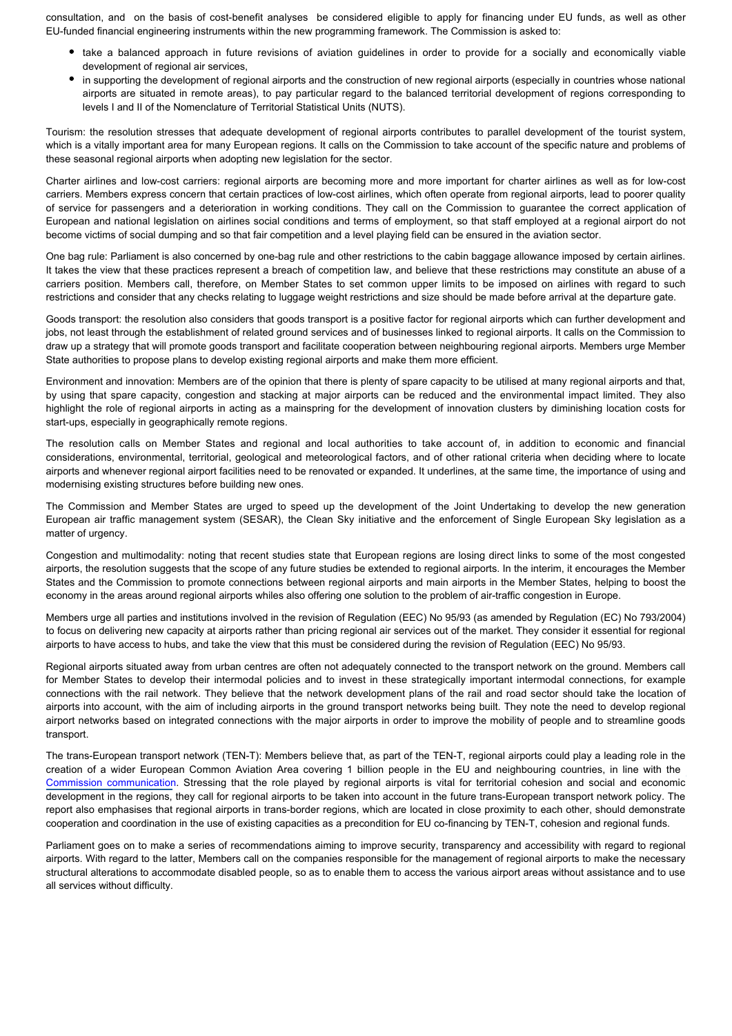consultation, and on the basis of cost-benefit analyses be considered eligible to apply for financing under EU funds, as well as other EU-funded financial engineering instruments within the new programming framework. The Commission is asked to:

- take a balanced approach in future revisions of aviation guidelines in order to provide for a socially and economically viable development of regional air services,
- in supporting the development of regional airports and the construction of new regional airports (especially in countries whose national airports are situated in remote areas), to pay particular regard to the balanced territorial development of regions corresponding to levels I and II of the Nomenclature of Territorial Statistical Units (NUTS).

Tourism: the resolution stresses that adequate development of regional airports contributes to parallel development of the tourist system, which is a vitally important area for many European regions. It calls on the Commission to take account of the specific nature and problems of these seasonal regional airports when adopting new legislation for the sector.

Charter airlines and low-cost carriers: regional airports are becoming more and more important for charter airlines as well as for low-cost carriers. Members express concern that certain practices of low-cost airlines, which often operate from regional airports, lead to poorer quality of service for passengers and a deterioration in working conditions. They call on the Commission to guarantee the correct application of European and national legislation on airlines social conditions and terms of employment, so that staff employed at a regional airport do not become victims of social dumping and so that fair competition and a level playing field can be ensured in the aviation sector.

One bag rule: Parliament is also concerned by one-bag rule and other restrictions to the cabin baggage allowance imposed by certain airlines. It takes the view that these practices represent a breach of competition law, and believe that these restrictions may constitute an abuse of a carriers position. Members call, therefore, on Member States to set common upper limits to be imposed on airlines with regard to such restrictions and consider that any checks relating to luggage weight restrictions and size should be made before arrival at the departure gate.

Goods transport: the resolution also considers that goods transport is a positive factor for regional airports which can further development and jobs, not least through the establishment of related ground services and of businesses linked to regional airports. It calls on the Commission to draw up a strategy that will promote goods transport and facilitate cooperation between neighbouring regional airports. Members urge Member State authorities to propose plans to develop existing regional airports and make them more efficient.

Environment and innovation: Members are of the opinion that there is plenty of spare capacity to be utilised at many regional airports and that, by using that spare capacity, congestion and stacking at major airports can be reduced and the environmental impact limited. They also highlight the role of regional airports in acting as a mainspring for the development of innovation clusters by diminishing location costs for start-ups, especially in geographically remote regions.

The resolution calls on Member States and regional and local authorities to take account of, in addition to economic and financial considerations, environmental, territorial, geological and meteorological factors, and of other rational criteria when deciding where to locate airports and whenever regional airport facilities need to be renovated or expanded. It underlines, at the same time, the importance of using and modernising existing structures before building new ones.

The Commission and Member States are urged to speed up the development of the Joint Undertaking to develop the new generation European air traffic management system (SESAR), the Clean Sky initiative and the enforcement of Single European Sky legislation as a matter of urgency.

Congestion and multimodality: noting that recent studies state that European regions are losing direct links to some of the most congested airports, the resolution suggests that the scope of any future studies be extended to regional airports. In the interim, it encourages the Member States and the Commission to promote connections between regional airports and main airports in the Member States, helping to boost the economy in the areas around regional airports whiles also offering one solution to the problem of air-traffic congestion in Europe.

Members urge all parties and institutions involved in the revision of Regulation (EEC) No 95/93 (as amended by Regulation (EC) No 793/2004) to focus on delivering new capacity at airports rather than pricing regional air services out of the market. They consider it essential for regional airports to have access to hubs, and take the view that this must be considered during the revision of Regulation (EEC) No 95/93.

Regional airports situated away from urban centres are often not adequately connected to the transport network on the ground. Members call for Member States to develop their intermodal policies and to invest in these strategically important intermodal connections, for example connections with the rail network. They believe that the network development plans of the rail and road sector should take the location of airports into account, with the aim of including airports in the ground transport networks being built. They note the need to develop regional airport networks based on integrated connections with the major airports in order to improve the mobility of people and to streamline goods transport.

The trans-European transport network (TEN-T): Members believe that, as part of the TEN-T, regional airports could play a leading role in the creation of a wider European Common Aviation Area covering 1 billion people in the EU and neighbouring countries, in line with the Commission communication. Stressing that the role played by regional airports is vital for territorial cohesion and social and economic development in the regions, they call for regional airports to be taken into account in the future trans-European transport network policy. The report also emphasises that regional airports in trans-border regions, which are located in close proximity to each other, should demonstrate cooperation and coordination in the use of existing capacities as a precondition for EU co-financing by TEN-T, cohesion and regional funds.

Parliament goes on to make a series of recommendations aiming to improve security, transparency and accessibility with regard to regional airports. With regard to the latter, Members call on the companies responsible for the management of regional airports to make the necessary structural alterations to accommodate disabled people, so as to enable them to access the various airport areas without assistance and to use all services without difficulty.